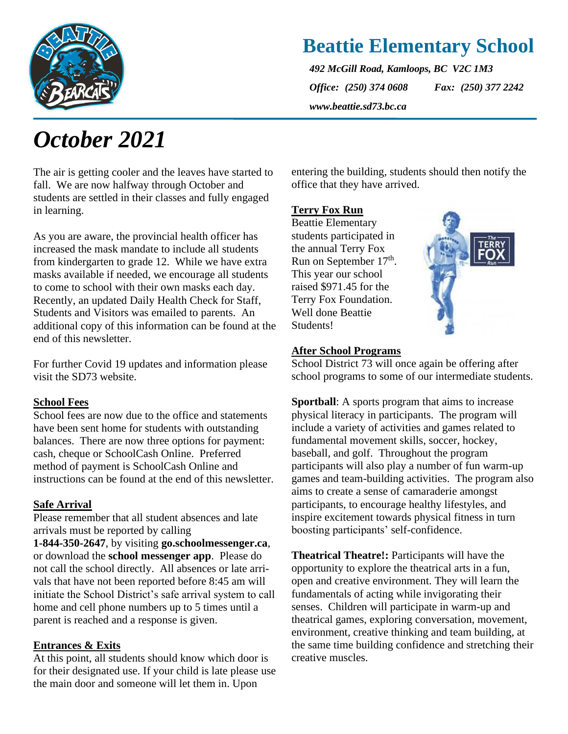# Beattie Elementary School

*492 McGill Road, Kamloops, BC V2C 1M3*

*Office: (250) 374 0608 Fax: (250) 377 2242*

*www.beattie.sd73.bc.ca*

# *October 2021*

The air is getting cooler and the leaves have started to fall. We are now halfway through October and students are settled in their classes and fully engaged in learning.

As you are aware, the provincial health officer has increased the mask mandate to include all students from kindergarten to grade 12. While we have extra masks available if needed, we encourage all students to come to school with their own masks each day. Recently, an updated Daily Health Check for Staff, Students and Visitors was emailed to parents. An additional copy of this information can be found at the end of this newsletter.

For further Covid 19 updates and information please visit the SD73 website.

## School Fees

School fees are now due to the office and statements have been sent home for students with outstanding balances. There are now three options for payment: cash, cheque or SchoolCash Online. Preferred method of payment is SchoolCash Online and instructions can be found at the end of this newsletter.

## Safe Arrival

Please remember that all student absences and late arrivals must be reported by calling **1-844-350-2647**, by visiting **go.schoolmessenger.ca**, or download the **school messenger app**. Please do not call the school directly. All absences or late arrivals that have not been reported before 8:45 am will initiate the School District's safe arrival system to call home and cell phone numbers up to 5 times until a parent is reached and a response is given.

## Entrances & Exits

At this point, all students should know which door is for their designated use. If your child is late please use the main door and someone will let them in. Upon entering the building, students should then notify the office that they have arrived.

## Terry Fox Run

Beattie Elementary students participated in the annual Terry Fox Run on September 17th. This year our school raised $971.45 for the Terry Fox Foundation. Well done Beattie Students!

## After School Programs

School District 73 will once again be offering after school programs to some of our intermediate students.

**Sportball**: A sports program that aims to increase physical literacy in participants. The program will include a variety of activities and games related to fundamental movement skills, soccer, hockey, baseball, and golf. Throughout the program participants will also play a number of fun warm-up games and team-building activities. The program also aims to create a sense of camaraderie amongst participants, to encourage healthy lifestyles, and inspire excitement towards physical fitness in turn boosting participants' self-confidence.

**Theatrical Theatre!:** Participants will have the opportunity to explore the theatrical arts in a fun, open and creative environment. They will learn the fundamentals of acting while invigorating their senses. Children will participate in warm-up and theatrical games, exploring conversation, movement, environment, creative thinking and team building, at the same time building confidence and stretching their creative muscles.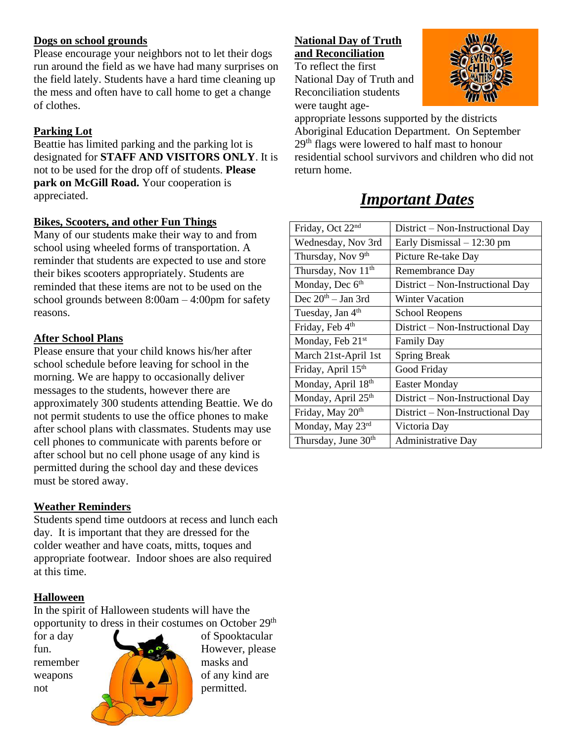**Dogs on school grounds**

Please encourage your neighbors not to let their dogs run around the field as we have had many surprises on the field lately. Students have a hard time cleaning up the mess and often have to call home to get a change of clothes.

**Parking Lot**

Beattie has limited parking and the parking lot is designated for **STAFF AND VISITORS ONLY**. It is not to be used for the drop off of students. **Please park on McGill Road.** Your cooperation is appreciated.

**Bikes, Scooters, and other Fun Things**

Many of our students make their way to and from school using wheeled forms of transportation. A reminder that students are expected to use and store their bikes scooters appropriately. Students are reminded that these items are not to be used on the school grounds between 8:00am – 4:00pm for safety reasons.

**After School Plans**

Please ensure that your child knows his/her after school schedule before leaving for school in the morning. We are happy to occasionally deliver messages to the students, however there are approximately 300 students attending Beattie. We do not permit students to use the office phones to make after school plans with classmates. Students may use cell phones to communicate with parents before or after school but no cell phone usage of any kind is permitted during the school day and these devices must be stored away.

**Weather Reminders**

Students spend time outdoors at recess and lunch each day. It is important that they are dressed for the colder weather and have coats, mitts, toques and appropriate footwear. Indoor shoes are also required at this time.

**Halloween**

In the spirit of Halloween students will have the opportunity to dress in their costumes on October 29th for a day of Spooktacular fun. However, please remember masks and weapons of any kind are not permitted.

**National Day of Truth and Reconciliation**

To reflect the first National Day of Truth and Reconciliation students were taught age-appropriate lessons supported by the districts Aboriginal Education Department. On September 29th flags were lowered to half mast to honour residential school survivors and children who did not return home.

## *Important Dates*

| | |
|---|---|
| Friday, Oct 22nd | District – Non-Instructional Day |
| Wednesday, Nov 3rd | Early Dismissal – 12:30 pm |
| Thursday, Nov 9th | Picture Re-take Day |
| Thursday, Nov 11th | Remembrance Day |
| Monday, Dec 6th | District – Non-Instructional Day |
| Dec 20th – Jan 3rd | Winter Vacation |
| Tuesday, Jan 4th | School Reopens |
| Friday, Feb 4th | District – Non-Instructional Day |
| Monday, Feb 21st | Family Day |
| March 21st-April 1st | Spring Break |
| Friday, April 15th | Good Friday |
| Monday, April 18th | Easter Monday |
| Monday, April 25th | District – Non-Instructional Day |
| Friday, May 20th | District – Non-Instructional Day |
| Monday, May 23rd | Victoria Day |
| Thursday, June 30th | Administrative Day |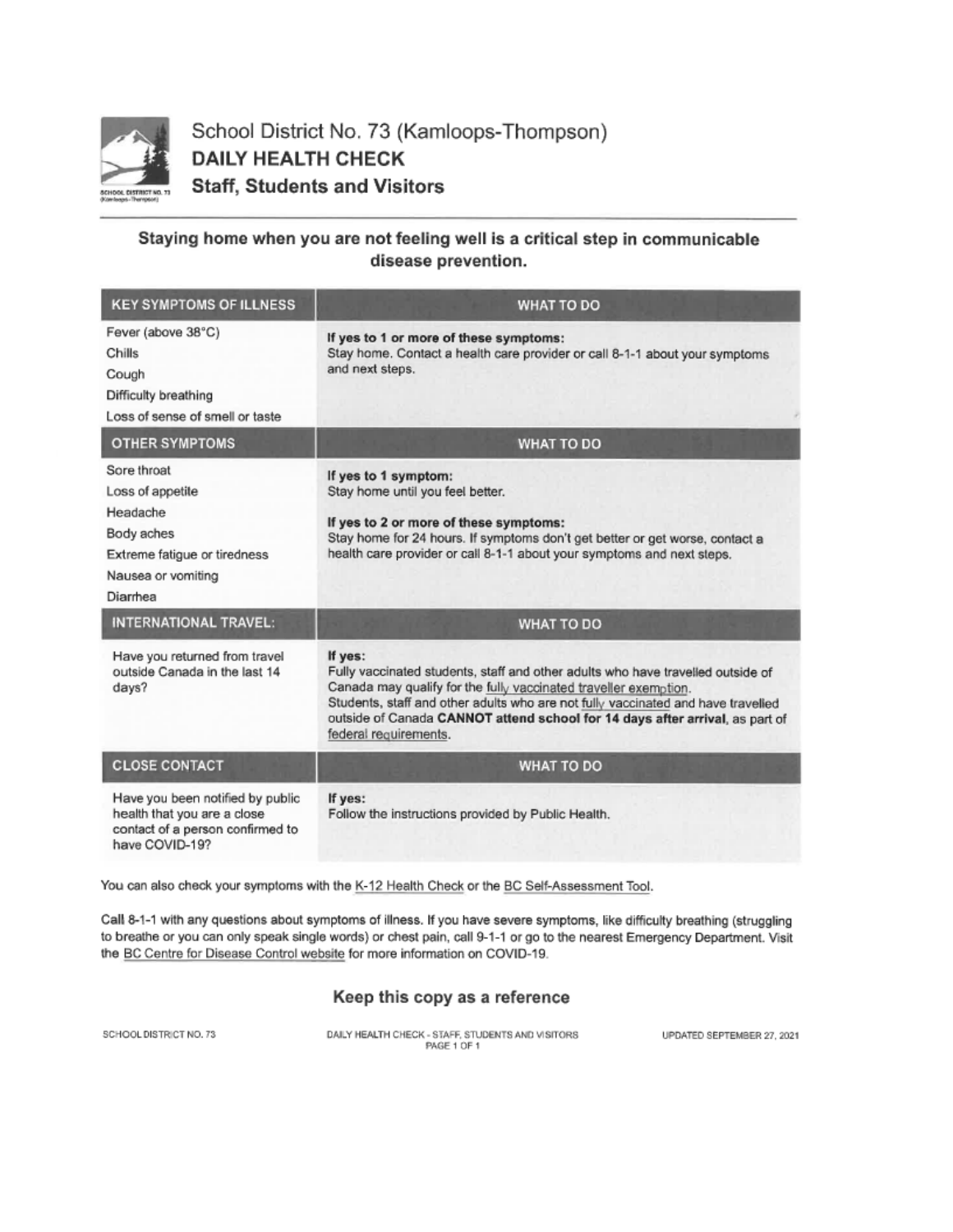# School District No. 73 (Kamloops-Thompson)
## DAILY HEALTH CHECK
## Staff, Students and Visitors

**Staying home when you are not feeling well is a critical step in communicable disease prevention.**

| KEY SYMPTOMS OF ILLNESS | WHAT TO DO |
|---|---|
| Fever (above 38°C)<br>Chills<br>Cough<br>Difficulty breathing<br>Loss of sense of smell or taste | **If yes to 1 or more of these symptoms:**<br>Stay home. Contact a health care provider or call 8-1-1 about your symptoms and next steps. |
| **OTHER SYMPTOMS** | **WHAT TO DO** |
| Sore throat<br>Loss of appetite<br>Headache<br>Body aches<br>Extreme fatigue or tiredness<br>Nausea or vomiting<br>Diarrhea | **If yes to 1 symptom:**<br>Stay home until you feel better.<br><br>**If yes to 2 or more of these symptoms:**<br>Stay home for 24 hours. If symptoms don't get better or get worse, contact a health care provider or call 8-1-1 about your symptoms and next steps. |
| **INTERNATIONAL TRAVEL:** | **WHAT TO DO** |
| Have you returned from travel outside Canada in the last 14 days? | **If yes:**<br>Fully vaccinated students, staff and other adults who have travelled outside of Canada may qualify for the fully vaccinated traveller exemption.<br>Students, staff and other adults who are not fully vaccinated and have travelled outside of Canada **CANNOT attend school for 14 days after arrival**, as part of federal requirements. |
| **CLOSE CONTACT** | **WHAT TO DO** |
| Have you been notified by public health that you are a close contact of a person confirmed to have COVID-19? | **If yes:**<br>Follow the instructions provided by Public Health. |

You can also check your symptoms with the K-12 Health Check or the BC Self-Assessment Tool.

Call 8-1-1 with any questions about symptoms of illness. If you have severe symptoms, like difficulty breathing (struggling to breathe or you can only speak single words) or chest pain, call 9-1-1 or go to the nearest Emergency Department. Visit the BC Centre for Disease Control website for more information on COVID-19.

**Keep this copy as a reference**

SCHOOL DISTRICT NO. 73 — DAILY HEALTH CHECK - STAFF, STUDENTS AND VISITORS — UPDATED SEPTEMBER 27, 2021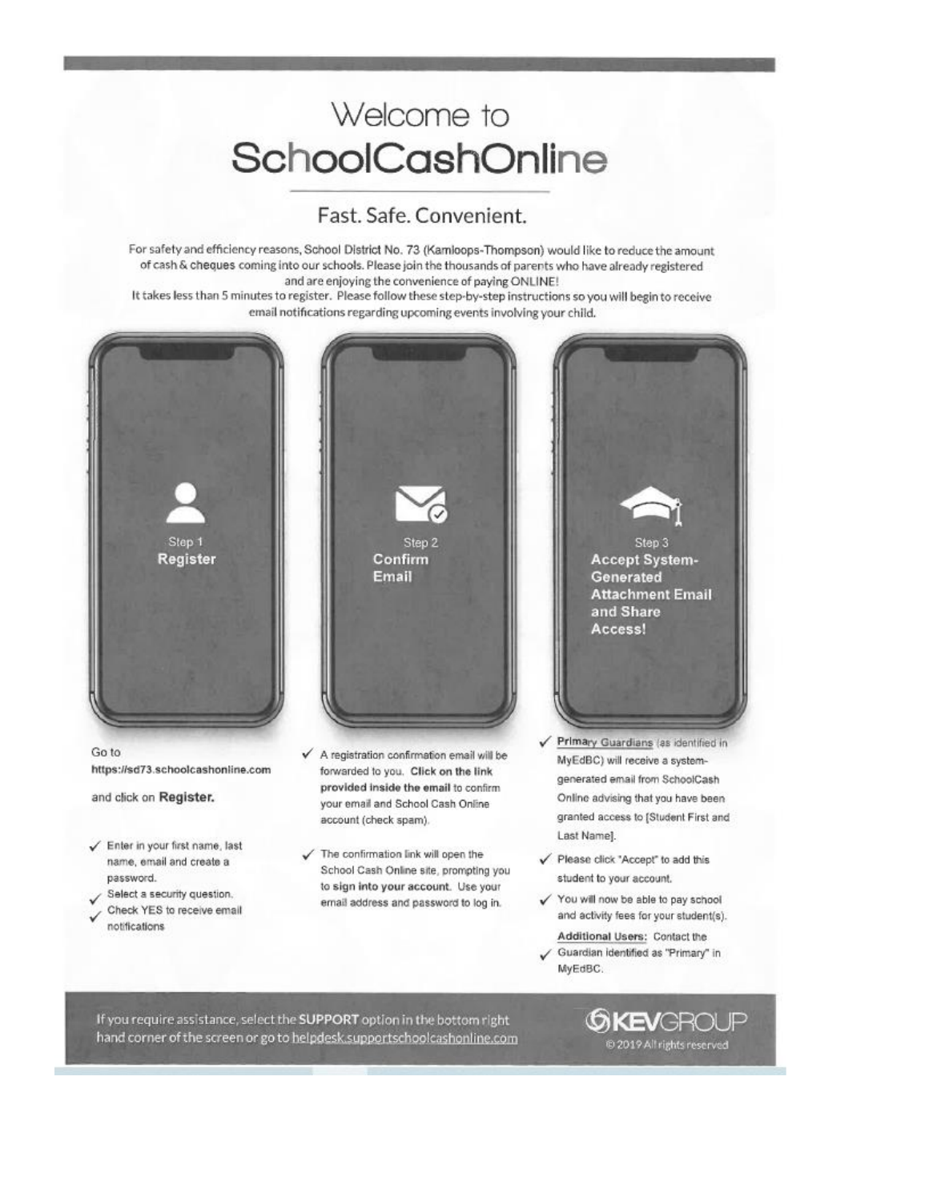# Welcome to SchoolCashOnline

## Fast. Safe. Convenient.

For safety and efficiency reasons, School District No. 73 (Kamloops-Thompson) would like to reduce the amount of cash & cheques coming into our schools. Please join the thousands of parents who have already registered and are enjoying the convenience of paying ONLINE!

It takes less than 5 minutes to register. Please follow these step-by-step instructions so you will begin to receive email notifications regarding upcoming events involving your child.

### Step 1 **Register**

Go to **https://sd73.schoolcashonline.com** and click on **Register.**

- ✓ Enter in your first name, last name, email and create a password.
- ✓ Select a security question.
- ✓ Check YES to receive email notifications

### Step 2 **Confirm Email**

- ✓ A registration confirmation email will be forwarded to you. **Click on the link provided inside the email** to confirm your email and School Cash Online account (check spam).
- ✓ The confirmation link will open the School Cash Online site, prompting you to **sign into your account.** Use your email address and password to log in.

### Step 3 **Accept System-Generated Attachment Email and Share Access!**

- ✓ Primary Guardians (as identified in MyEdBC) will receive a system-generated email from SchoolCash Online advising that you have been granted access to [Student First and Last Name].
- ✓ Please click "Accept" to add this student to your account.
- ✓ You will now be able to pay school and activity fees for your student(s).
- ✓ **Additional Users:** Contact the Guardian identified as "Primary" in MyEdBC.

If you require assistance, select the **SUPPORT** option in the bottom right hand corner of the screen or go to helpdesk.supportschoolcashonline.com

KEVGROUP © 2019 All rights reserved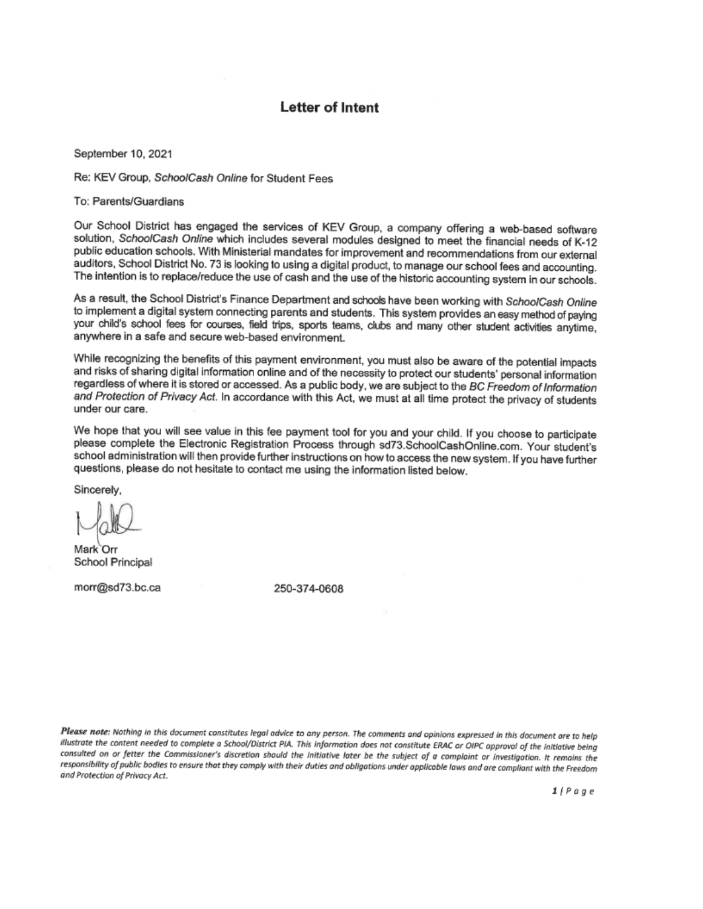# Letter of Intent

September 10, 2021

Re: KEV Group, *SchoolCash Online* for Student Fees

To: Parents/Guardians

Our School District has engaged the services of KEV Group, a company offering a web-based software solution, *SchoolCash Online* which includes several modules designed to meet the financial needs of K-12 public education schools. With Ministerial mandates for improvement and recommendations from our external auditors, School District No. 73 is looking to using a digital product, to manage our school fees and accounting. The intention is to replace/reduce the use of cash and the use of the historic accounting system in our schools.

As a result, the School District's Finance Department and schools have been working with *SchoolCash Online* to implement a digital system connecting parents and students. This system provides an easy method of paying your child's school fees for courses, field trips, sports teams, clubs and many other student activities anytime, anywhere in a safe and secure web-based environment.

While recognizing the benefits of this payment environment, you must also be aware of the potential impacts and risks of sharing digital information online and of the necessity to protect our students' personal information regardless of where it is stored or accessed. As a public body, we are subject to the *BC Freedom of Information and Protection of Privacy Act*. In accordance with this Act, we must at all time protect the privacy of students under our care.

We hope that you will see value in this fee payment tool for you and your child. If you choose to participate please complete the Electronic Registration Process through sd73.SchoolCashOnline.com. Your student's school administration will then provide further instructions on how to access the new system. If you have further questions, please do not hesitate to contact me using the information listed below.

Sincerely,

Mark Orr
School Principal

morr@sd73.bc.ca 250-374-0608

***Please note:*** *Nothing in this document constitutes legal advice to any person. The comments and opinions expressed in this document are to help illustrate the content needed to complete a School/District PIA. This information does not constitute ERAC or OIPC approval of the initiative being consulted on or fetter the Commissioner's discretion should the initiative later be the subject of a complaint or investigation. It remains the responsibility of public bodies to ensure that they comply with their duties and obligations under applicable laws and are compliant with the Freedom and Protection of Privacy Act.*